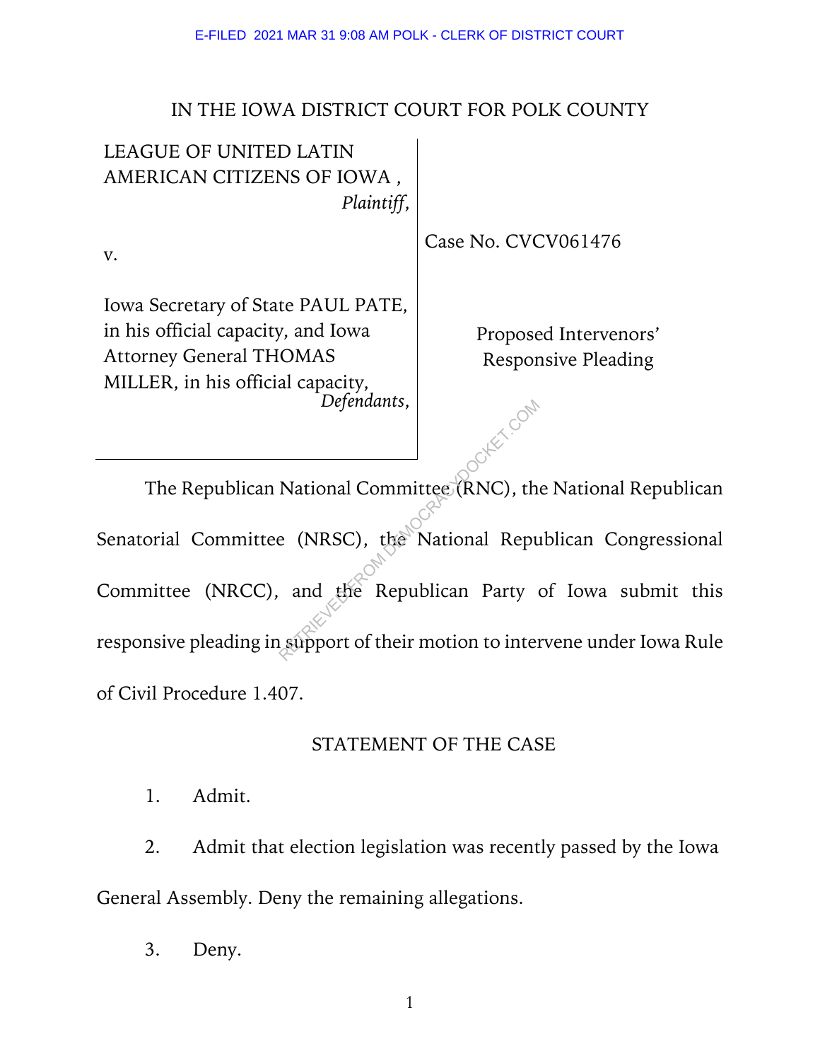E-FILED 2021 MAR 31 9:08 AM POLK - CLERK OF DISTRICT COURT

IN THE IOWA DISTRICT COURT FOR POLK COUNTY

| | |
|---|---|
| LEAGUE OF UNITED LATIN AMERICAN CITIZENS OF IOWA , *Plaintiff*, | |
| v. | Case No. CVCV061476 |
| Iowa Secretary of State PAUL PATE, in his official capacity, and Iowa Attorney General THOMAS MILLER, in his official capacity, *Defendants*, | Proposed Intervenors' Responsive Pleading |

The Republican National Committee (RNC), the National Republican Senatorial Committee (NRSC), the National Republican Congressional Committee (NRCC), and the Republican Party of Iowa submit this responsive pleading in support of their motion to intervene under Iowa Rule of Civil Procedure 1.407.

## STATEMENT OF THE CASE

1. Admit.

2. Admit that election legislation was recently passed by the Iowa General Assembly. Deny the remaining allegations.

3. Deny.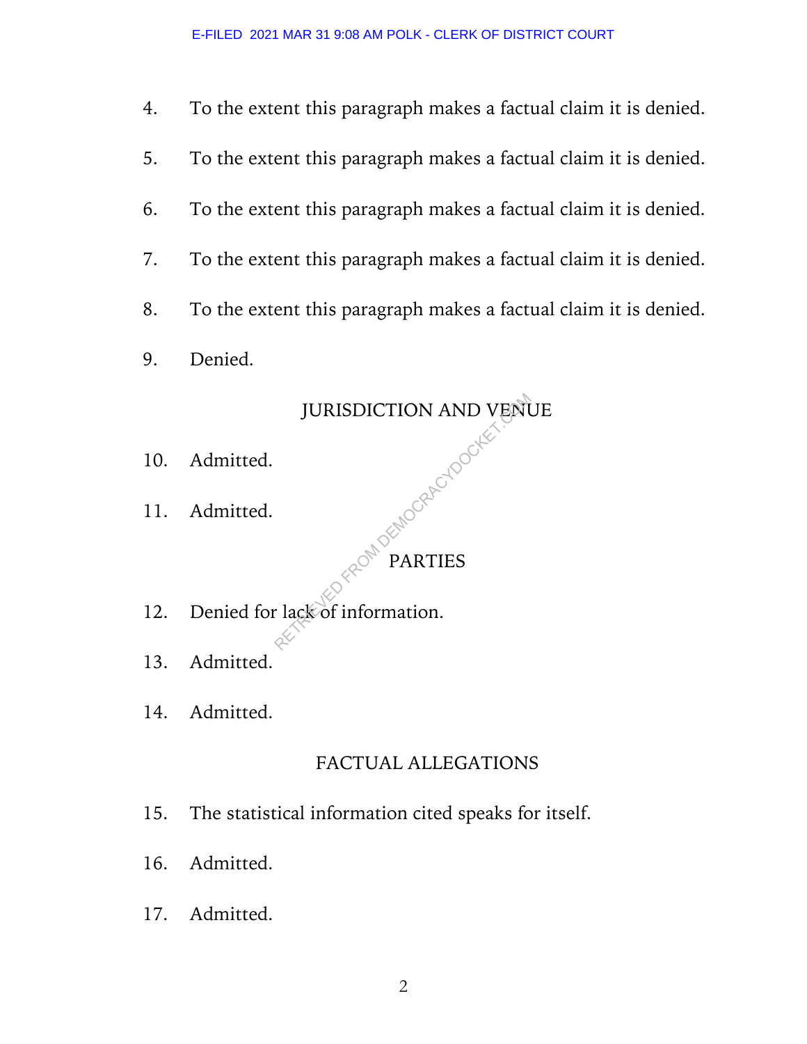4. To the extent this paragraph makes a factual claim it is denied.

5. To the extent this paragraph makes a factual claim it is denied.

6. To the extent this paragraph makes a factual claim it is denied.

7. To the extent this paragraph makes a factual claim it is denied.

8. To the extent this paragraph makes a factual claim it is denied.

9. Denied.

## JURISDICTION AND VENUE

10. Admitted.

11. Admitted.

## PARTIES

12. Denied for lack of information.

13. Admitted.

14. Admitted.

## FACTUAL ALLEGATIONS

15. The statistical information cited speaks for itself.

16. Admitted.

17. Admitted.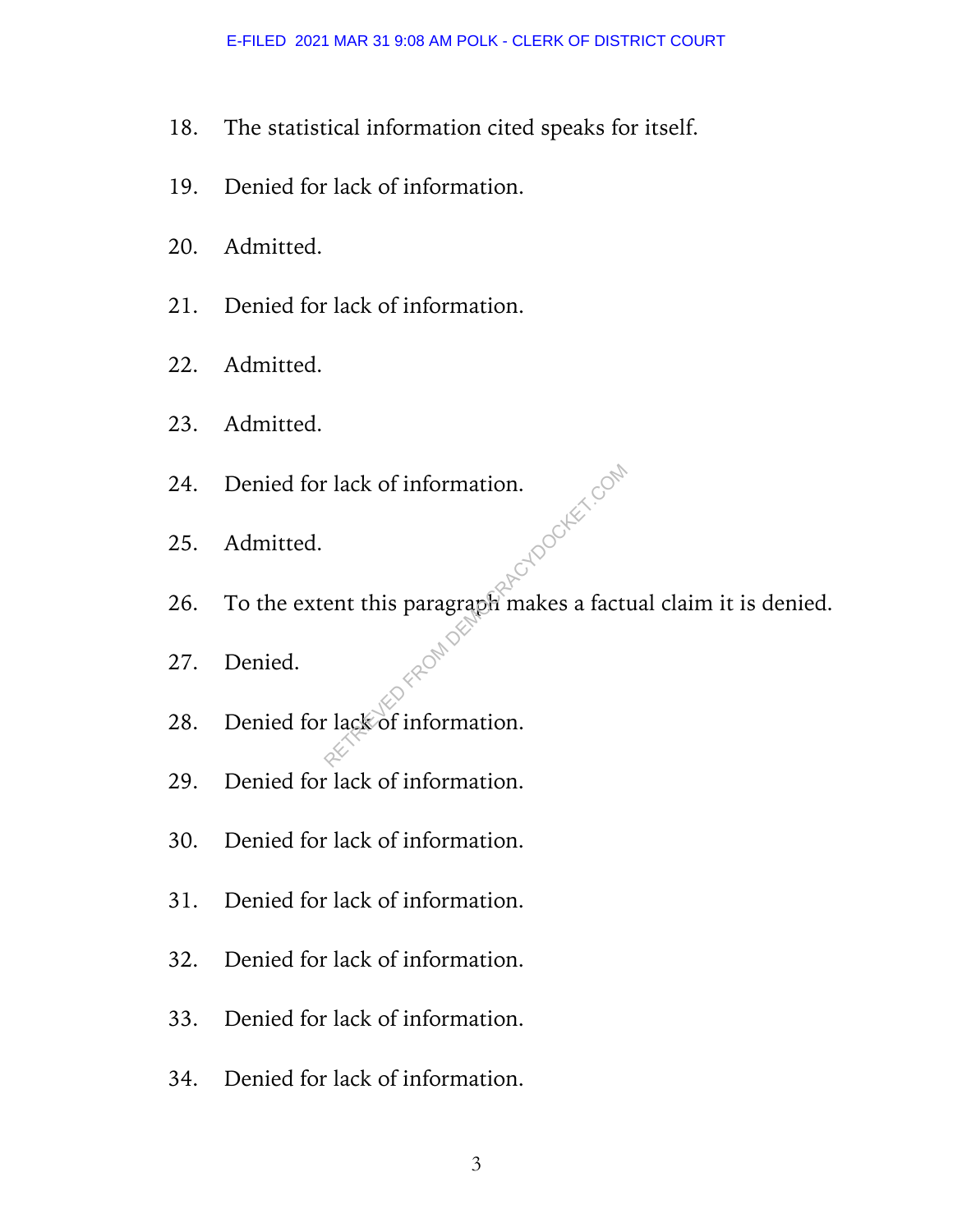18. The statistical information cited speaks for itself.

19. Denied for lack of information.

20. Admitted.

21. Denied for lack of information.

22. Admitted.

23. Admitted.

24. Denied for lack of information.

25. Admitted.

26. To the extent this paragraph makes a factual claim it is denied.

27. Denied.

28. Denied for lack of information.

29. Denied for lack of information.

30. Denied for lack of information.

31. Denied for lack of information.

32. Denied for lack of information.

33. Denied for lack of information.

34. Denied for lack of information.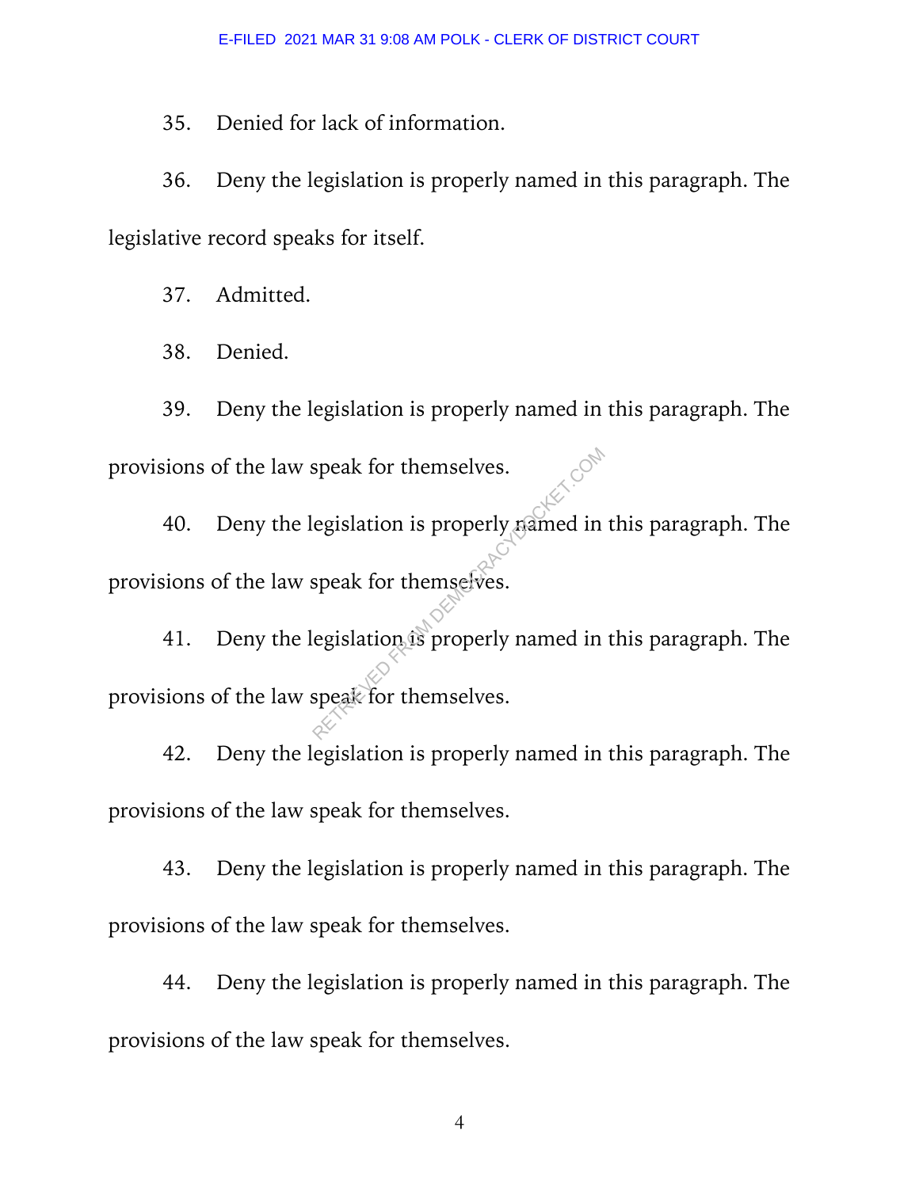35. Denied for lack of information.

36. Deny the legislation is properly named in this paragraph. The legislative record speaks for itself.

37. Admitted.

38. Denied.

39. Deny the legislation is properly named in this paragraph. The provisions of the law speak for themselves.

40. Deny the legislation is properly named in this paragraph. The provisions of the law speak for themselves.

41. Deny the legislation is properly named in this paragraph. The provisions of the law speak for themselves.

42. Deny the legislation is properly named in this paragraph. The provisions of the law speak for themselves.

43. Deny the legislation is properly named in this paragraph. The provisions of the law speak for themselves.

44. Deny the legislation is properly named in this paragraph. The provisions of the law speak for themselves.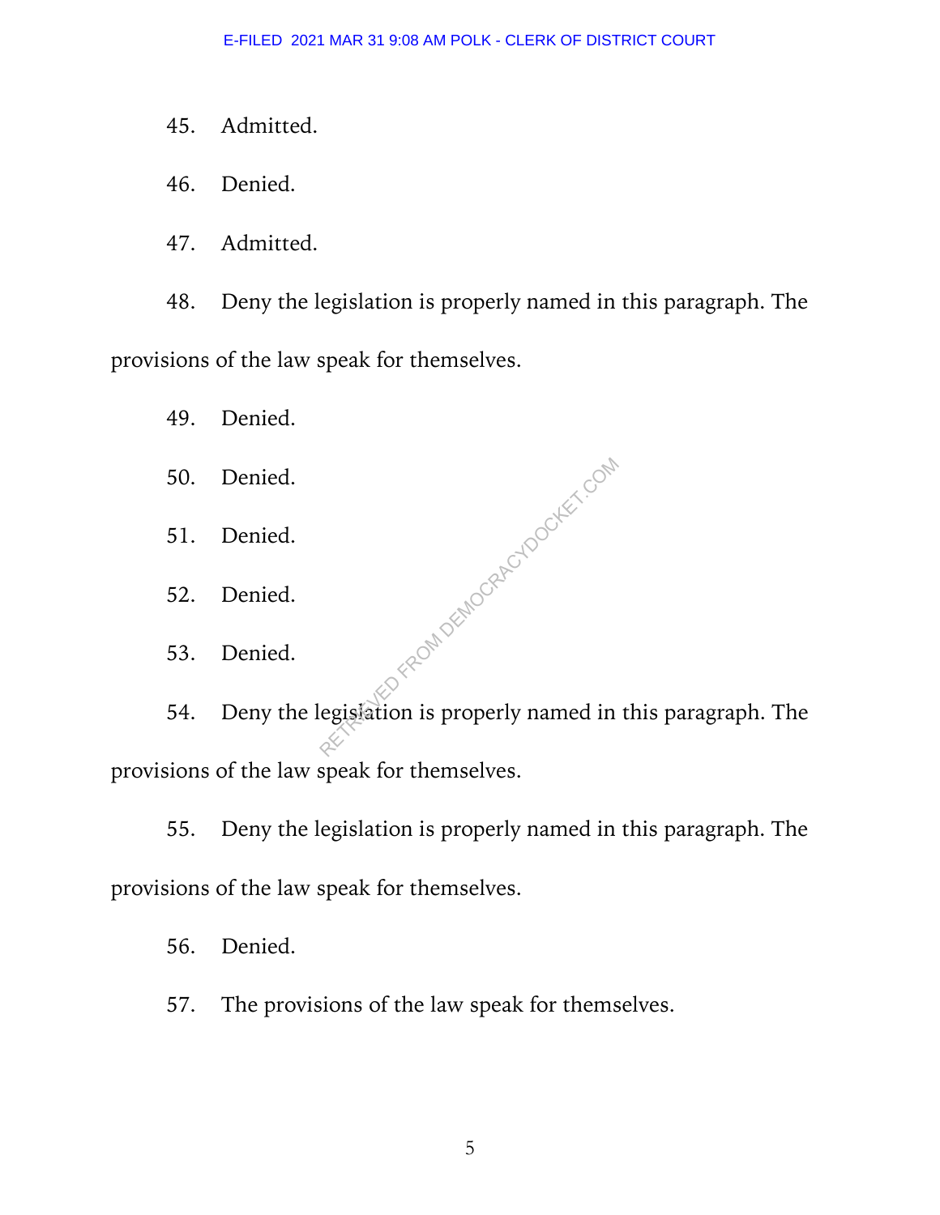45. Admitted.

46. Denied.

47. Admitted.

48. Deny the legislation is properly named in this paragraph. The provisions of the law speak for themselves.

49. Denied.

50. Denied.

51. Denied.

52. Denied.

53. Denied.

54. Deny the legislation is properly named in this paragraph. The provisions of the law speak for themselves.

55. Deny the legislation is properly named in this paragraph. The provisions of the law speak for themselves.

56. Denied.

57. The provisions of the law speak for themselves.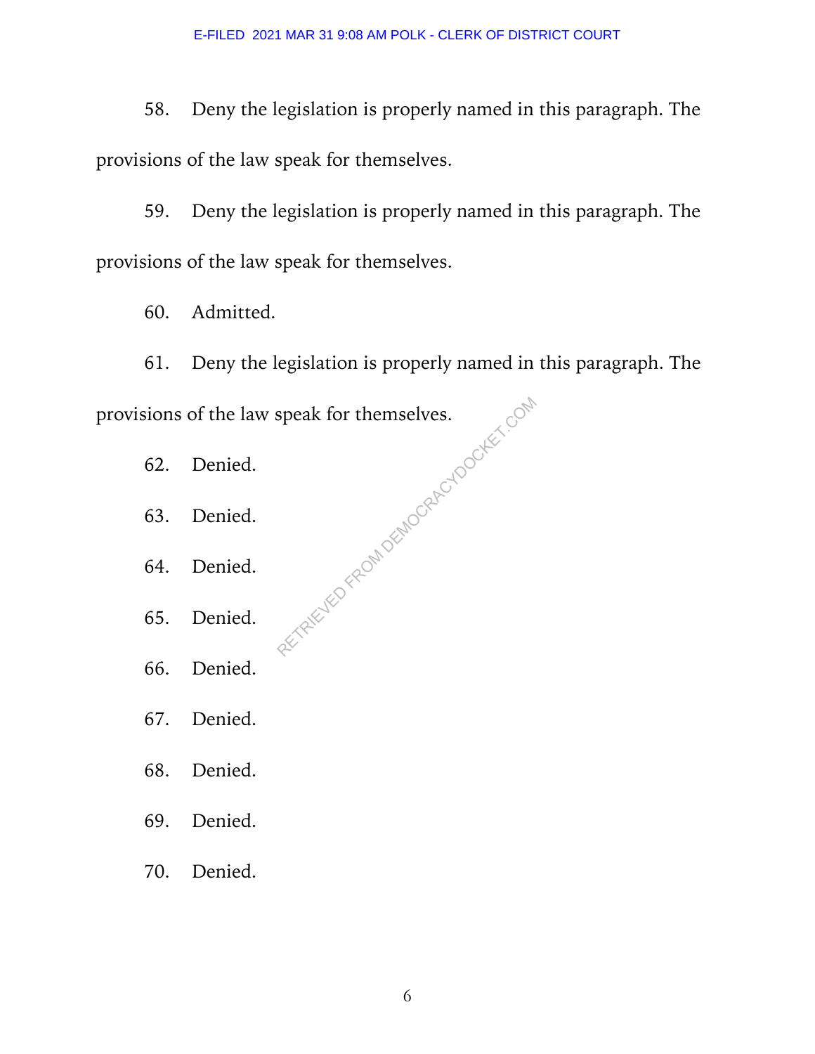58. Deny the legislation is properly named in this paragraph. The provisions of the law speak for themselves.

59. Deny the legislation is properly named in this paragraph. The provisions of the law speak for themselves.

60. Admitted.

61. Deny the legislation is properly named in this paragraph. The provisions of the law speak for themselves.

62. Denied.

63. Denied.

64. Denied.

65. Denied.

66. Denied.

67. Denied.

68. Denied.

69. Denied.

70. Denied.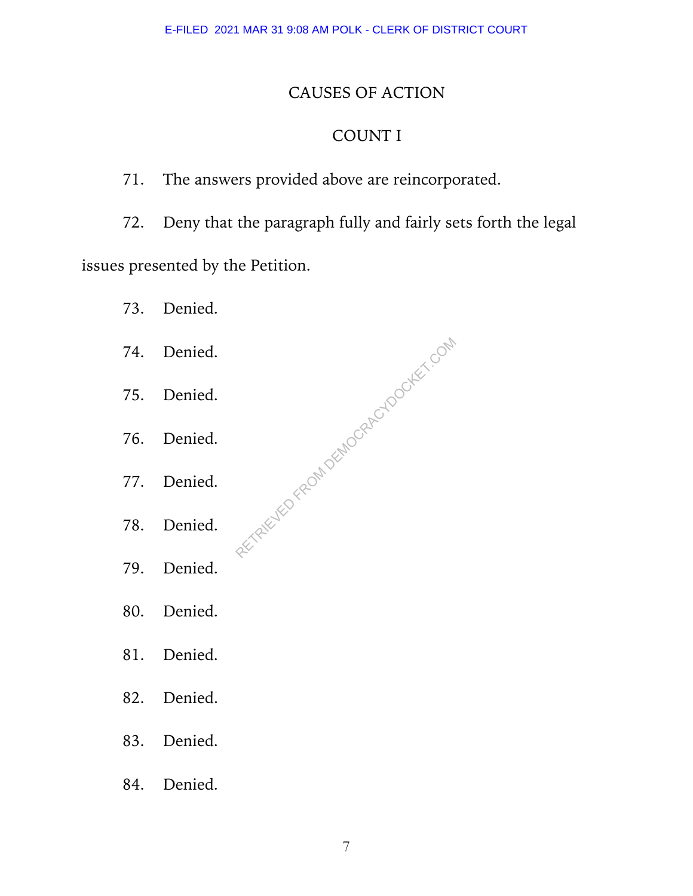## CAUSES OF ACTION

### COUNT I

71. The answers provided above are reincorporated.

72. Deny that the paragraph fully and fairly sets forth the legal issues presented by the Petition.

73. Denied.

74. Denied.

75. Denied.

76. Denied.

77. Denied.

78. Denied.

79. Denied.

80. Denied.

81. Denied.

82. Denied.

83. Denied.

84. Denied.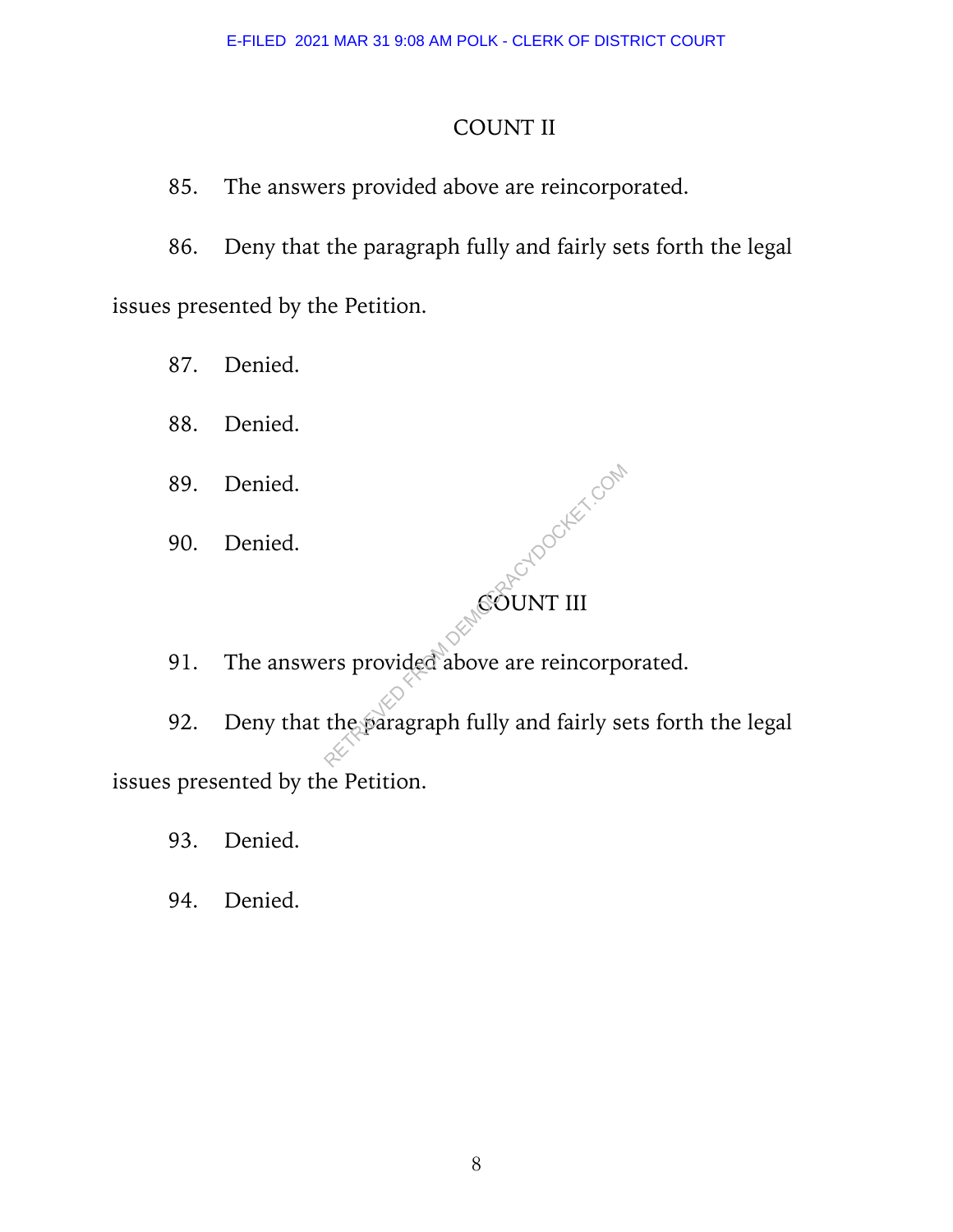## COUNT II

85. The answers provided above are reincorporated.

86. Deny that the paragraph fully and fairly sets forth the legal issues presented by the Petition.

87. Denied.

88. Denied.

89. Denied.

90. Denied.

## COUNT III

91. The answers provided above are reincorporated.

92. Deny that the paragraph fully and fairly sets forth the legal issues presented by the Petition.

93. Denied.

94. Denied.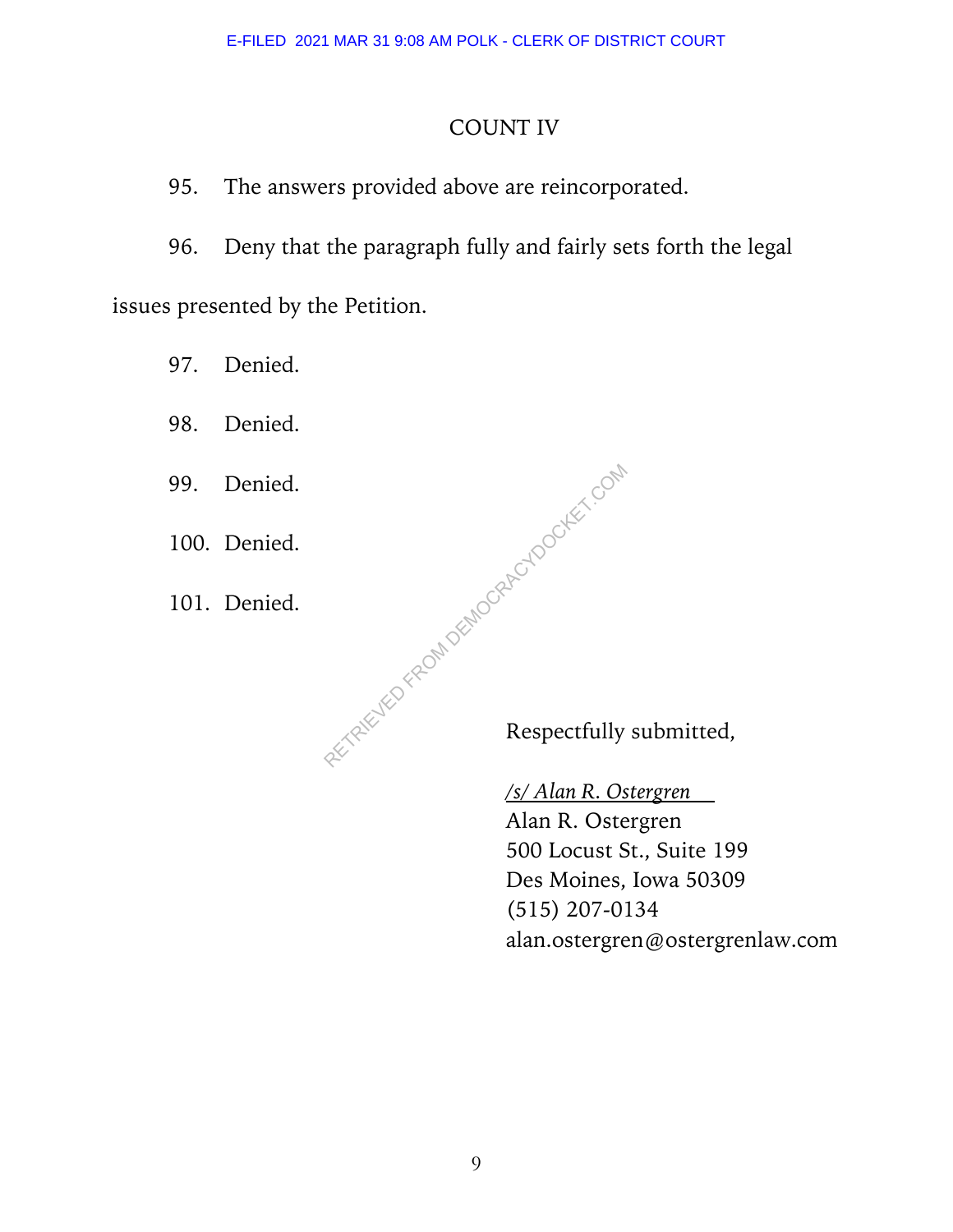E-FILED 2021 MAR 31 9:08 AM POLK - CLERK OF DISTRICT COURT

## COUNT IV

95. The answers provided above are reincorporated.

96. Deny that the paragraph fully and fairly sets forth the legal issues presented by the Petition.

97. Denied.

98. Denied.

99. Denied.

100. Denied.

101. Denied.

Respectfully submitted,

*/s/ Alan R. Ostergren*
Alan R. Ostergren
500 Locust St., Suite 199
Des Moines, Iowa 50309
(515) 207-0134
alan.ostergren@ostergrenlaw.com